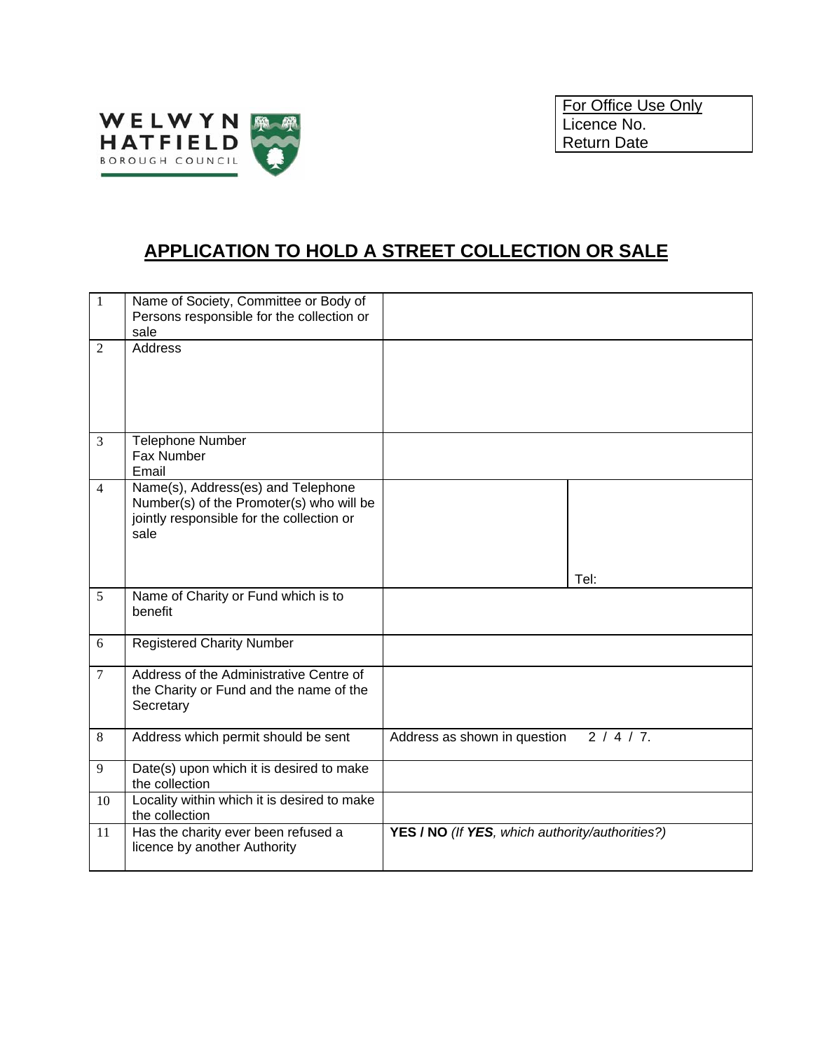WELWYN HATFIELD BOROUGH COUNCIL

| For Office Use Only |
| --- |
| Licence No. |
| Return Date |

# APPLICATION TO HOLD A STREET COLLECTION OR SALE

| | | | |
| --- | --- | --- | --- |
| 1 | Name of Society, Committee or Body of Persons responsible for the collection or sale | | |
| 2 | Address | | |
| 3 | Telephone Number<br>Fax Number<br>Email | | |
| 4 | Name(s), Address(es) and Telephone Number(s) of the Promoter(s) who will be jointly responsible for the collection or sale | | Tel: |
| 5 | Name of Charity or Fund which is to benefit | | |
| 6 | Registered Charity Number | | |
| 7 | Address of the Administrative Centre of the Charity or Fund and the name of the Secretary | | |
| 8 | Address which permit should be sent | Address as shown in question 2 / 4 / 7. | |
| 9 | Date(s) upon which it is desired to make the collection | | |
| 10 | Locality within which it is desired to make the collection | | |
| 11 | Has the charity ever been refused a licence by another Authority | **YES / NO** *(If **YES**, which authority/authorities?)* | |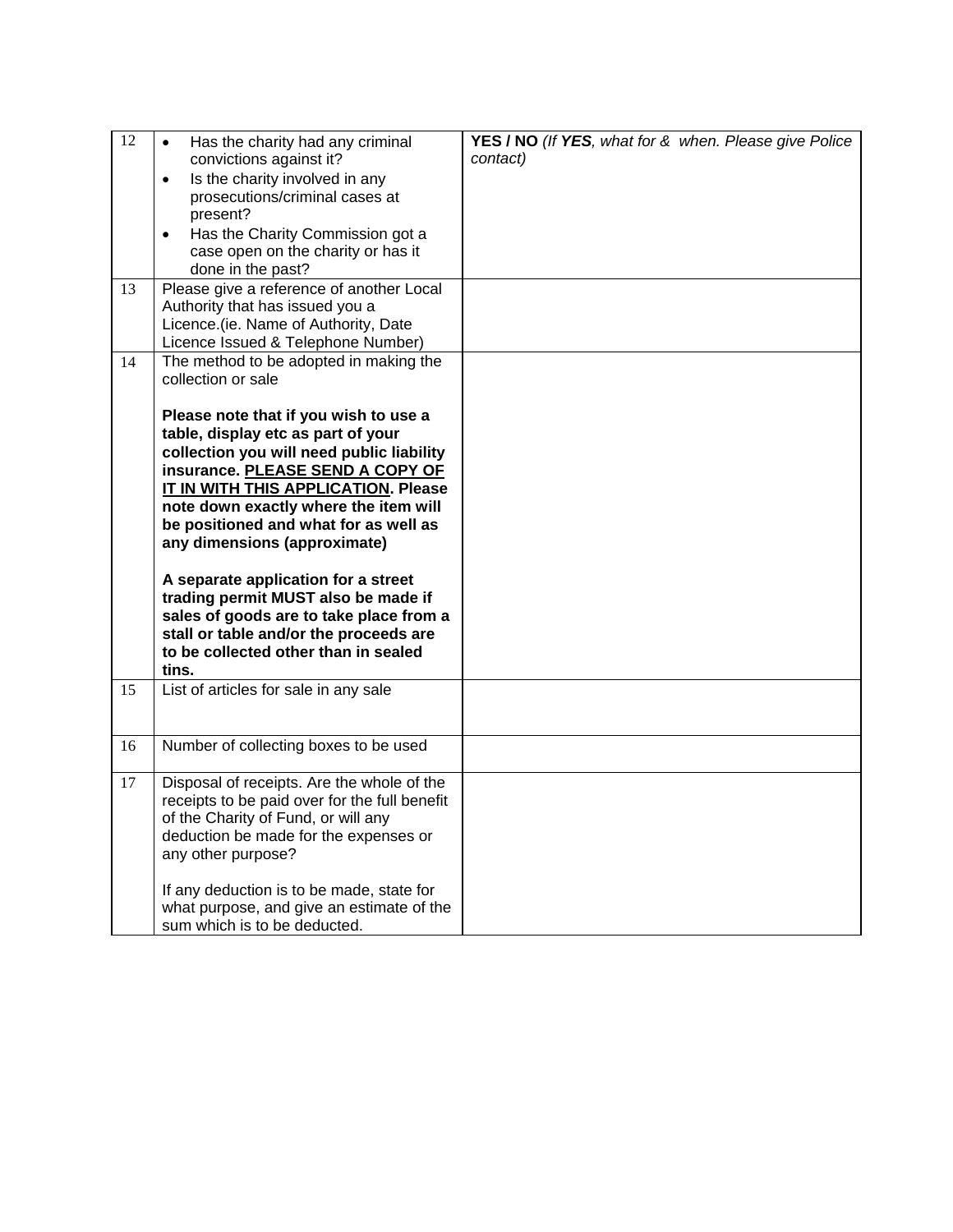| | | |
|---|---|---|
| 12 | • Has the charity had any criminal convictions against it?<br>• Is the charity involved in any prosecutions/criminal cases at present?<br>• Has the Charity Commission got a case open on the charity or has it done in the past? | **YES / NO** *(If **YES**, what for & when. Please give Police contact)* |
| 13 | Please give a reference of another Local Authority that has issued you a Licence.(ie. Name of Authority, Date Licence Issued & Telephone Number) | |
| 14 | The method to be adopted in making the collection or sale<br><br>**Please note that if you wish to use a table, display etc as part of your collection you will need public liability insurance. <u>PLEASE SEND A COPY OF IT IN WITH THIS APPLICATION</u>. Please note down exactly where the item will be positioned and what for as well as any dimensions (approximate)**<br><br>**A separate application for a street trading permit MUST also be made if sales of goods are to take place from a stall or table and/or the proceeds are to be collected other than in sealed tins.** | |
| 15 | List of articles for sale in any sale | |
| 16 | Number of collecting boxes to be used | |
| 17 | Disposal of receipts. Are the whole of the receipts to be paid over for the full benefit of the Charity of Fund, or will any deduction be made for the expenses or any other purpose?<br><br>If any deduction is to be made, state for what purpose, and give an estimate of the sum which is to be deducted. | |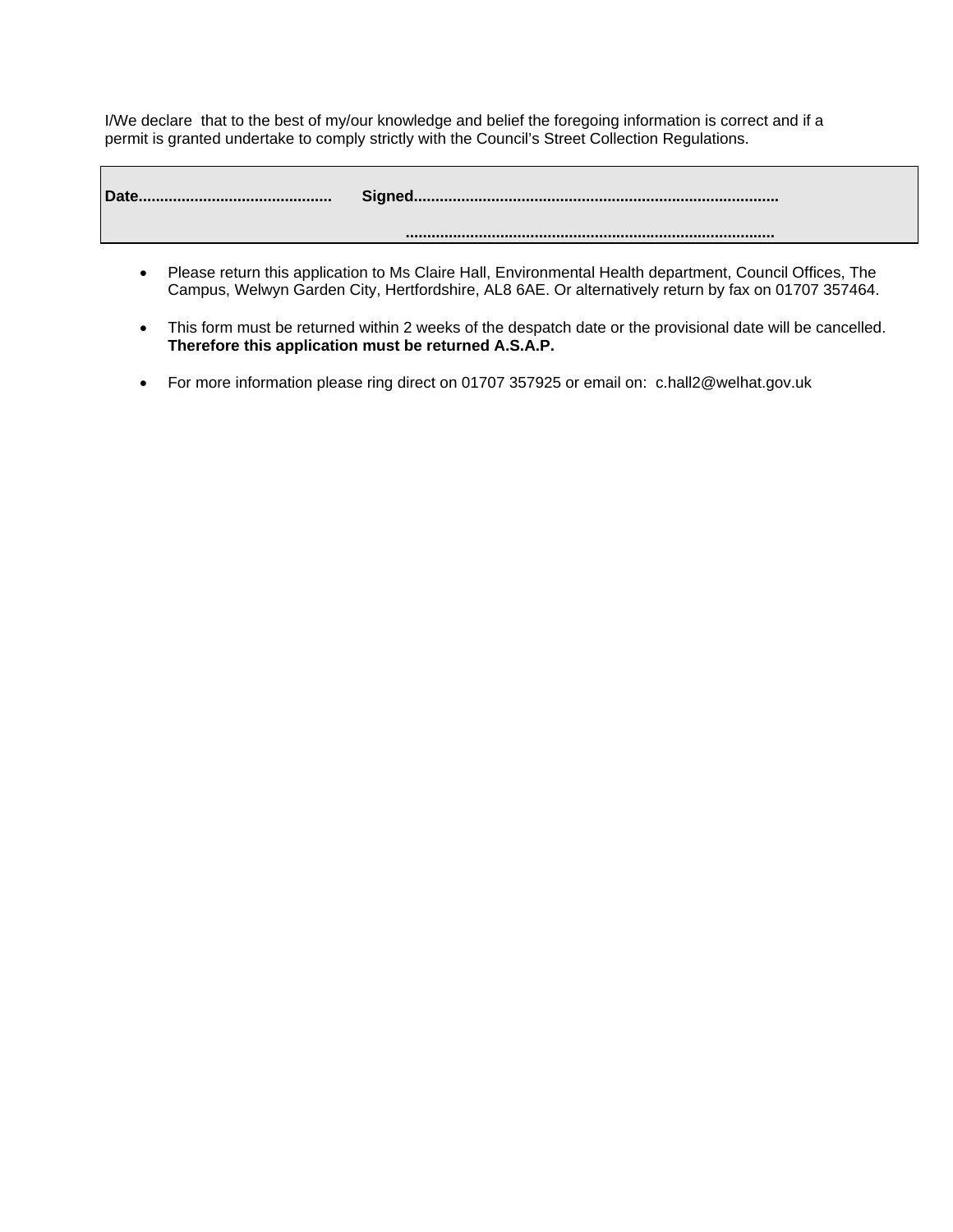I/We declare that to the best of my/our knowledge and belief the foregoing information is correct and if a permit is granted undertake to comply strictly with the Council's Street Collection Regulations.

**Date............................................ Signed...................................................................................**

**....................................................................................**

- Please return this application to Ms Claire Hall, Environmental Health department, Council Offices, The Campus, Welwyn Garden City, Hertfordshire, AL8 6AE. Or alternatively return by fax on 01707 357464.
- This form must be returned within 2 weeks of the despatch date or the provisional date will be cancelled. **Therefore this application must be returned A.S.A.P.**
- For more information please ring direct on 01707 357925 or email on: c.hall2@welhat.gov.uk